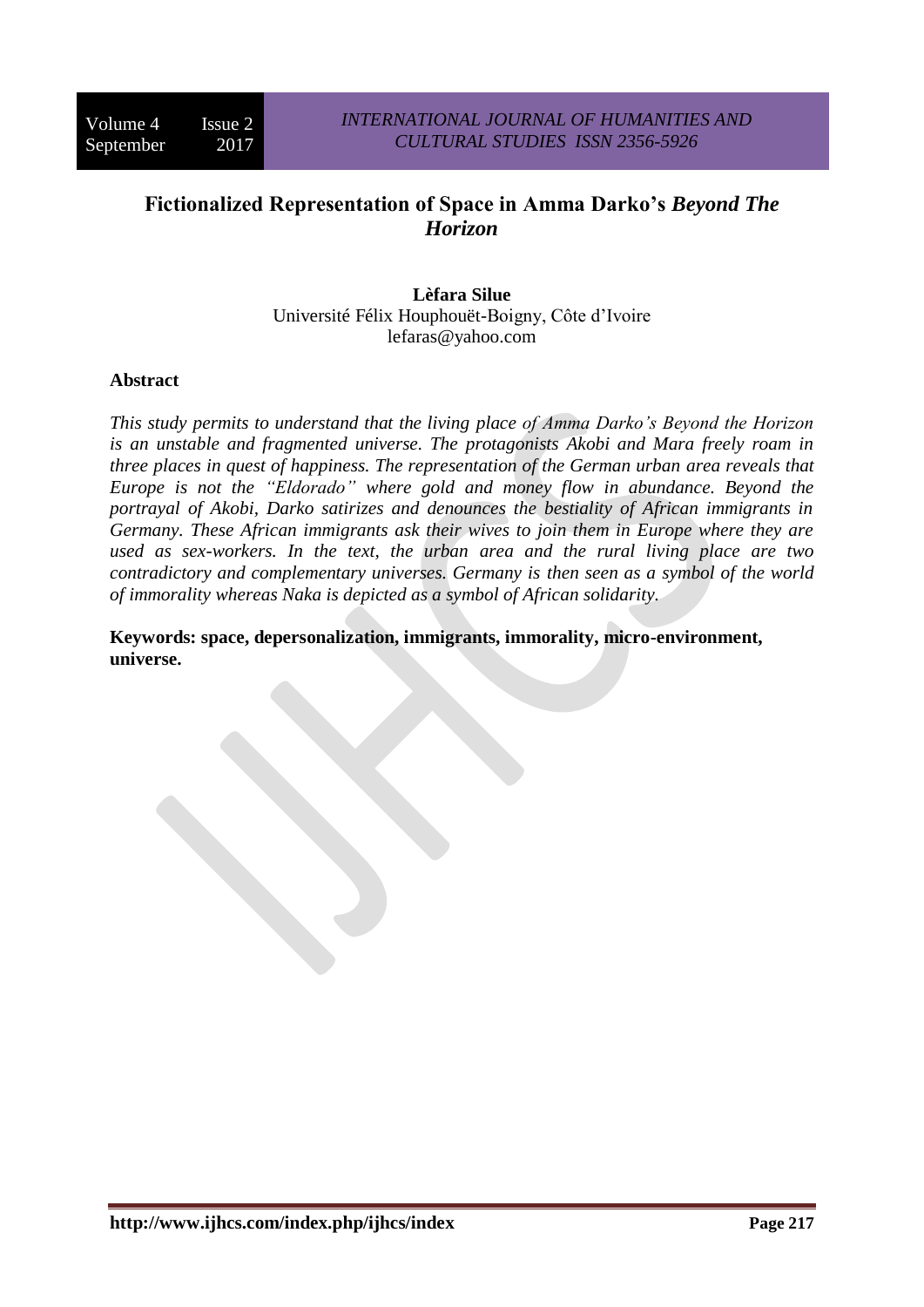# Fictionalized Representation of Space in Amma Darko's *Beyond The Horizon*

**Lèfara Silue**
Université Félix Houphouët-Boigny, Côte d'Ivoire
lefaras@yahoo.com

## Abstract

*This study permits to understand that the living place of Amma Darko's Beyond the Horizon is an unstable and fragmented universe. The protagonists Akobi and Mara freely roam in three places in quest of happiness. The representation of the German urban area reveals that Europe is not the "Eldorado" where gold and money flow in abundance. Beyond the portrayal of Akobi, Darko satirizes and denounces the bestiality of African immigrants in Germany. These African immigrants ask their wives to join them in Europe where they are used as sex-workers. In the text, the urban area and the rural living place are two contradictory and complementary universes. Germany is then seen as a symbol of the world of immorality whereas Naka is depicted as a symbol of African solidarity.*

**Keywords: space, depersonalization, immigrants, immorality, micro-environment, universe.**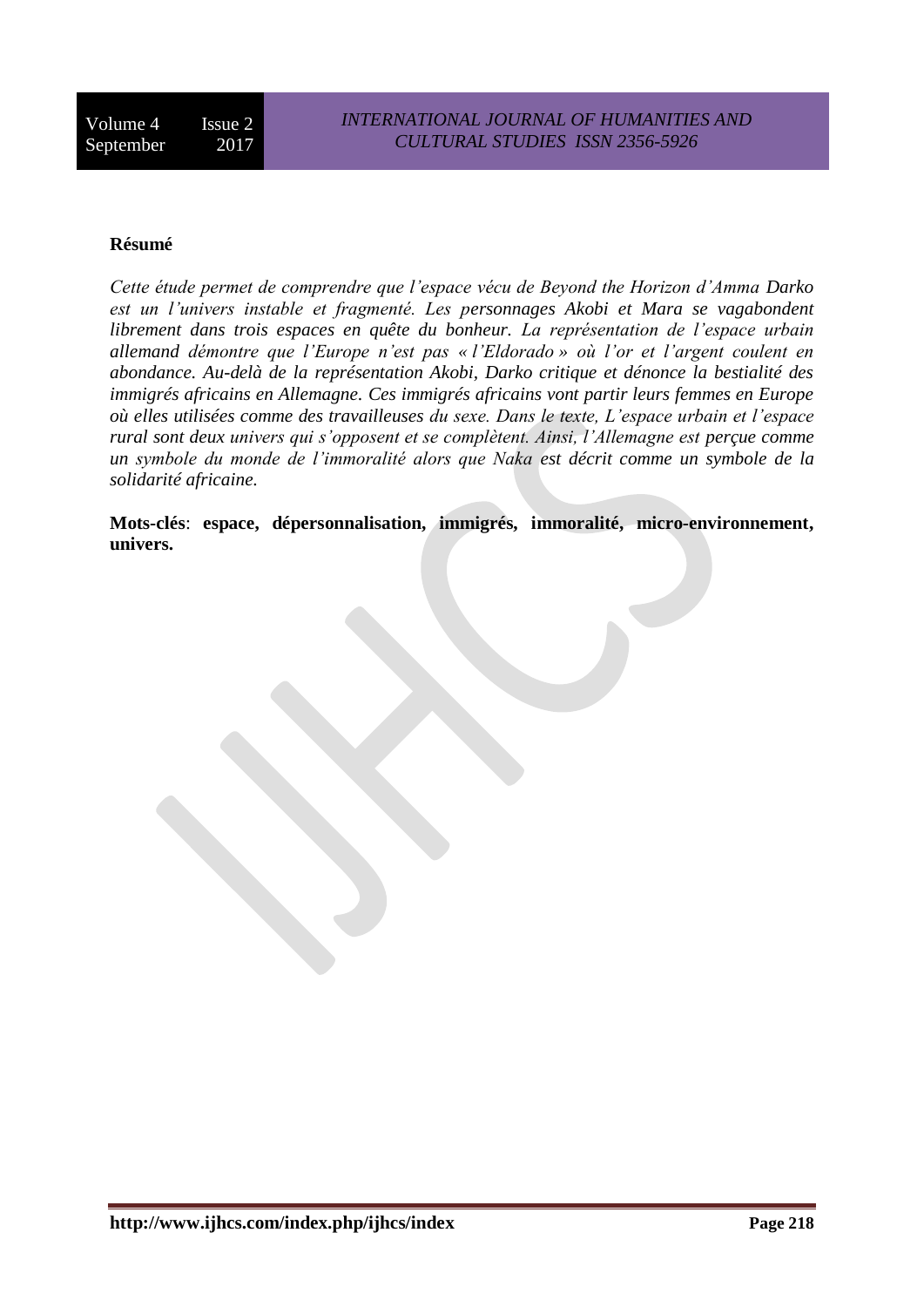**Résumé**

*Cette étude permet de comprendre que l'espace vécu de Beyond the Horizon d'Amma Darko est un l'univers instable et fragmenté. Les personnages Akobi et Mara se vagabondent librement dans trois espaces en quête du bonheur. La représentation de l'espace urbain allemand démontre que l'Europe n'est pas « l'Eldorado » où l'or et l'argent coulent en abondance. Au-delà de la représentation Akobi, Darko critique et dénonce la bestialité des immigrés africains en Allemagne. Ces immigrés africains vont partir leurs femmes en Europe où elles utilisées comme des travailleuses du sexe. Dans le texte, L'espace urbain et l'espace rural sont deux univers qui s'opposent et se complètent. Ainsi, l'Allemagne est perçue comme un symbole du monde de l'immoralité alors que Naka est décrit comme un symbole de la solidarité africaine.*

**Mots-clés**: **espace, dépersonnalisation, immigrés, immoralité, micro-environnement, univers.**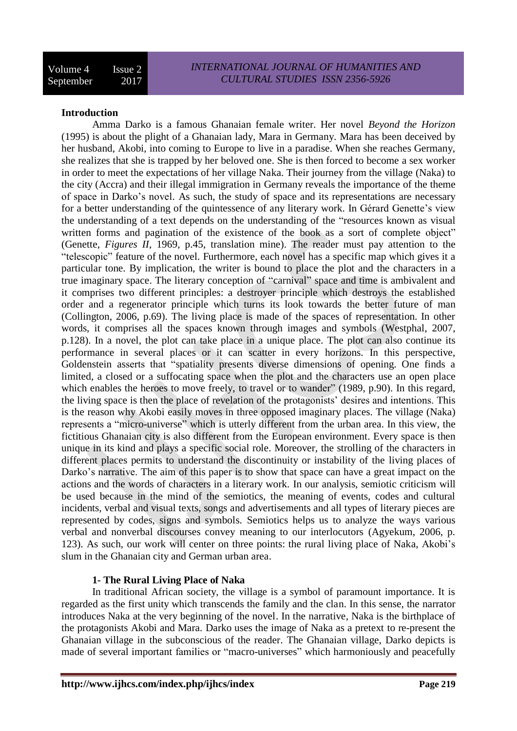**Introduction**

Amma Darko is a famous Ghanaian female writer. Her novel *Beyond the Horizon* (1995) is about the plight of a Ghanaian lady, Mara in Germany. Mara has been deceived by her husband, Akobi, into coming to Europe to live in a paradise. When she reaches Germany, she realizes that she is trapped by her beloved one. She is then forced to become a sex worker in order to meet the expectations of her village Naka. Their journey from the village (Naka) to the city (Accra) and their illegal immigration in Germany reveals the importance of the theme of space in Darko's novel. As such, the study of space and its representations are necessary for a better understanding of the quintessence of any literary work. In Gérard Genette's view the understanding of a text depends on the understanding of the "resources known as visual written forms and pagination of the existence of the book as a sort of complete object" (Genette, *Figures II*, 1969, p.45, translation mine). The reader must pay attention to the "telescopic" feature of the novel. Furthermore, each novel has a specific map which gives it a particular tone. By implication, the writer is bound to place the plot and the characters in a true imaginary space. The literary conception of "carnival" space and time is ambivalent and it comprises two different principles: a destroyer principle which destroys the established order and a regenerator principle which turns its look towards the better future of man (Collington, 2006, p.69). The living place is made of the spaces of representation. In other words, it comprises all the spaces known through images and symbols (Westphal, 2007, p.128). In a novel, the plot can take place in a unique place. The plot can also continue its performance in several places or it can scatter in every horizons. In this perspective, Goldenstein asserts that "spatiality presents diverse dimensions of opening. One finds a limited, a closed or a suffocating space when the plot and the characters use an open place which enables the heroes to move freely, to travel or to wander" (1989, p.90). In this regard, the living space is then the place of revelation of the protagonists' desires and intentions. This is the reason why Akobi easily moves in three opposed imaginary places. The village (Naka) represents a "micro-universe" which is utterly different from the urban area. In this view, the fictitious Ghanaian city is also different from the European environment. Every space is then unique in its kind and plays a specific social role. Moreover, the strolling of the characters in different places permits to understand the discontinuity or instability of the living places of Darko's narrative. The aim of this paper is to show that space can have a great impact on the actions and the words of characters in a literary work. In our analysis, semiotic criticism will be used because in the mind of the semiotics, the meaning of events, codes and cultural incidents, verbal and visual texts, songs and advertisements and all types of literary pieces are represented by codes, signs and symbols. Semiotics helps us to analyze the ways various verbal and nonverbal discourses convey meaning to our interlocutors (Agyekum, 2006, p. 123). As such, our work will center on three points: the rural living place of Naka, Akobi's slum in the Ghanaian city and German urban area.

**1- The Rural Living Place of Naka**

In traditional African society, the village is a symbol of paramount importance. It is regarded as the first unity which transcends the family and the clan. In this sense, the narrator introduces Naka at the very beginning of the novel. In the narrative, Naka is the birthplace of the protagonists Akobi and Mara. Darko uses the image of Naka as a pretext to re-present the Ghanaian village in the subconscious of the reader. The Ghanaian village, Darko depicts is made of several important families or "macro-universes" which harmoniously and peacefully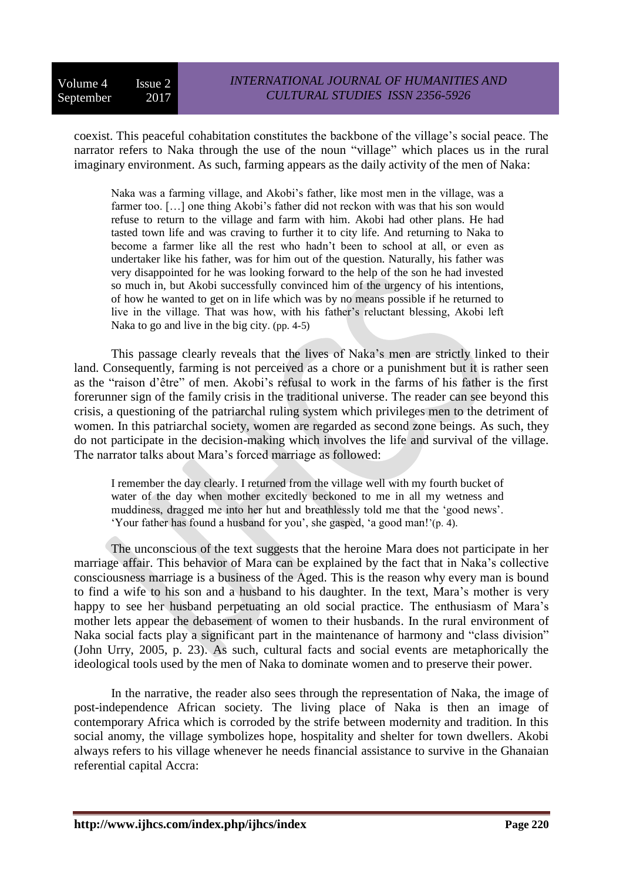coexist. This peaceful cohabitation constitutes the backbone of the village's social peace. The narrator refers to Naka through the use of the noun "village" which places us in the rural imaginary environment. As such, farming appears as the daily activity of the men of Naka:

> Naka was a farming village, and Akobi's father, like most men in the village, was a farmer too. […] one thing Akobi's father did not reckon with was that his son would refuse to return to the village and farm with him. Akobi had other plans. He had tasted town life and was craving to further it to city life. And returning to Naka to become a farmer like all the rest who hadn't been to school at all, or even as undertaker like his father, was for him out of the question. Naturally, his father was very disappointed for he was looking forward to the help of the son he had invested so much in, but Akobi successfully convinced him of the urgency of his intentions, of how he wanted to get on in life which was by no means possible if he returned to live in the village. That was how, with his father's reluctant blessing, Akobi left Naka to go and live in the big city. (pp. 4-5)

This passage clearly reveals that the lives of Naka's men are strictly linked to their land. Consequently, farming is not perceived as a chore or a punishment but it is rather seen as the "raison d'être" of men. Akobi's refusal to work in the farms of his father is the first forerunner sign of the family crisis in the traditional universe. The reader can see beyond this crisis, a questioning of the patriarchal ruling system which privileges men to the detriment of women. In this patriarchal society, women are regarded as second zone beings. As such, they do not participate in the decision-making which involves the life and survival of the village. The narrator talks about Mara's forced marriage as followed:

> I remember the day clearly. I returned from the village well with my fourth bucket of water of the day when mother excitedly beckoned to me in all my wetness and muddiness, dragged me into her hut and breathlessly told me that the 'good news'. 'Your father has found a husband for you', she gasped, 'a good man!'(p. 4).

The unconscious of the text suggests that the heroine Mara does not participate in her marriage affair. This behavior of Mara can be explained by the fact that in Naka's collective consciousness marriage is a business of the Aged. This is the reason why every man is bound to find a wife to his son and a husband to his daughter. In the text, Mara's mother is very happy to see her husband perpetuating an old social practice. The enthusiasm of Mara's mother lets appear the debasement of women to their husbands. In the rural environment of Naka social facts play a significant part in the maintenance of harmony and "class division" (John Urry, 2005, p. 23). As such, cultural facts and social events are metaphorically the ideological tools used by the men of Naka to dominate women and to preserve their power.

In the narrative, the reader also sees through the representation of Naka, the image of post-independence African society. The living place of Naka is then an image of contemporary Africa which is corroded by the strife between modernity and tradition. In this social anomy, the village symbolizes hope, hospitality and shelter for town dwellers. Akobi always refers to his village whenever he needs financial assistance to survive in the Ghanaian referential capital Accra: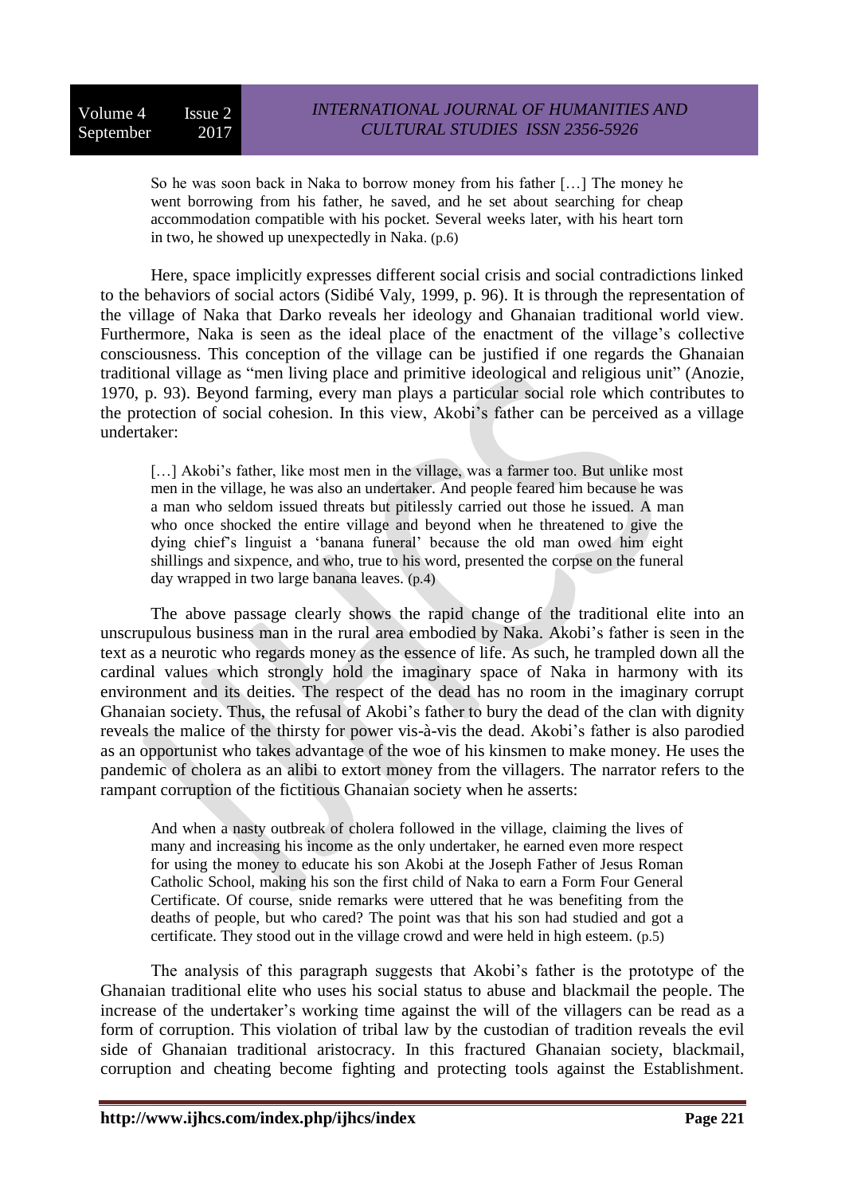> So he was soon back in Naka to borrow money from his father […] The money he went borrowing from his father, he saved, and he set about searching for cheap accommodation compatible with his pocket. Several weeks later, with his heart torn in two, he showed up unexpectedly in Naka. (p.6)

Here, space implicitly expresses different social crisis and social contradictions linked to the behaviors of social actors (Sidibé Valy, 1999, p. 96). It is through the representation of the village of Naka that Darko reveals her ideology and Ghanaian traditional world view. Furthermore, Naka is seen as the ideal place of the enactment of the village's collective consciousness. This conception of the village can be justified if one regards the Ghanaian traditional village as "men living place and primitive ideological and religious unit" (Anozie, 1970, p. 93). Beyond farming, every man plays a particular social role which contributes to the protection of social cohesion. In this view, Akobi's father can be perceived as a village undertaker:

> […] Akobi's father, like most men in the village, was a farmer too. But unlike most men in the village, he was also an undertaker. And people feared him because he was a man who seldom issued threats but pitilessly carried out those he issued. A man who once shocked the entire village and beyond when he threatened to give the dying chief's linguist a 'banana funeral' because the old man owed him eight shillings and sixpence, and who, true to his word, presented the corpse on the funeral day wrapped in two large banana leaves. (p.4)

The above passage clearly shows the rapid change of the traditional elite into an unscrupulous business man in the rural area embodied by Naka. Akobi's father is seen in the text as a neurotic who regards money as the essence of life. As such, he trampled down all the cardinal values which strongly hold the imaginary space of Naka in harmony with its environment and its deities. The respect of the dead has no room in the imaginary corrupt Ghanaian society. Thus, the refusal of Akobi's father to bury the dead of the clan with dignity reveals the malice of the thirsty for power vis-à-vis the dead. Akobi's father is also parodied as an opportunist who takes advantage of the woe of his kinsmen to make money. He uses the pandemic of cholera as an alibi to extort money from the villagers. The narrator refers to the rampant corruption of the fictitious Ghanaian society when he asserts:

> And when a nasty outbreak of cholera followed in the village, claiming the lives of many and increasing his income as the only undertaker, he earned even more respect for using the money to educate his son Akobi at the Joseph Father of Jesus Roman Catholic School, making his son the first child of Naka to earn a Form Four General Certificate. Of course, snide remarks were uttered that he was benefiting from the deaths of people, but who cared? The point was that his son had studied and got a certificate. They stood out in the village crowd and were held in high esteem. (p.5)

The analysis of this paragraph suggests that Akobi's father is the prototype of the Ghanaian traditional elite who uses his social status to abuse and blackmail the people. The increase of the undertaker's working time against the will of the villagers can be read as a form of corruption. This violation of tribal law by the custodian of tradition reveals the evil side of Ghanaian traditional aristocracy. In this fractured Ghanaian society, blackmail, corruption and cheating become fighting and protecting tools against the Establishment.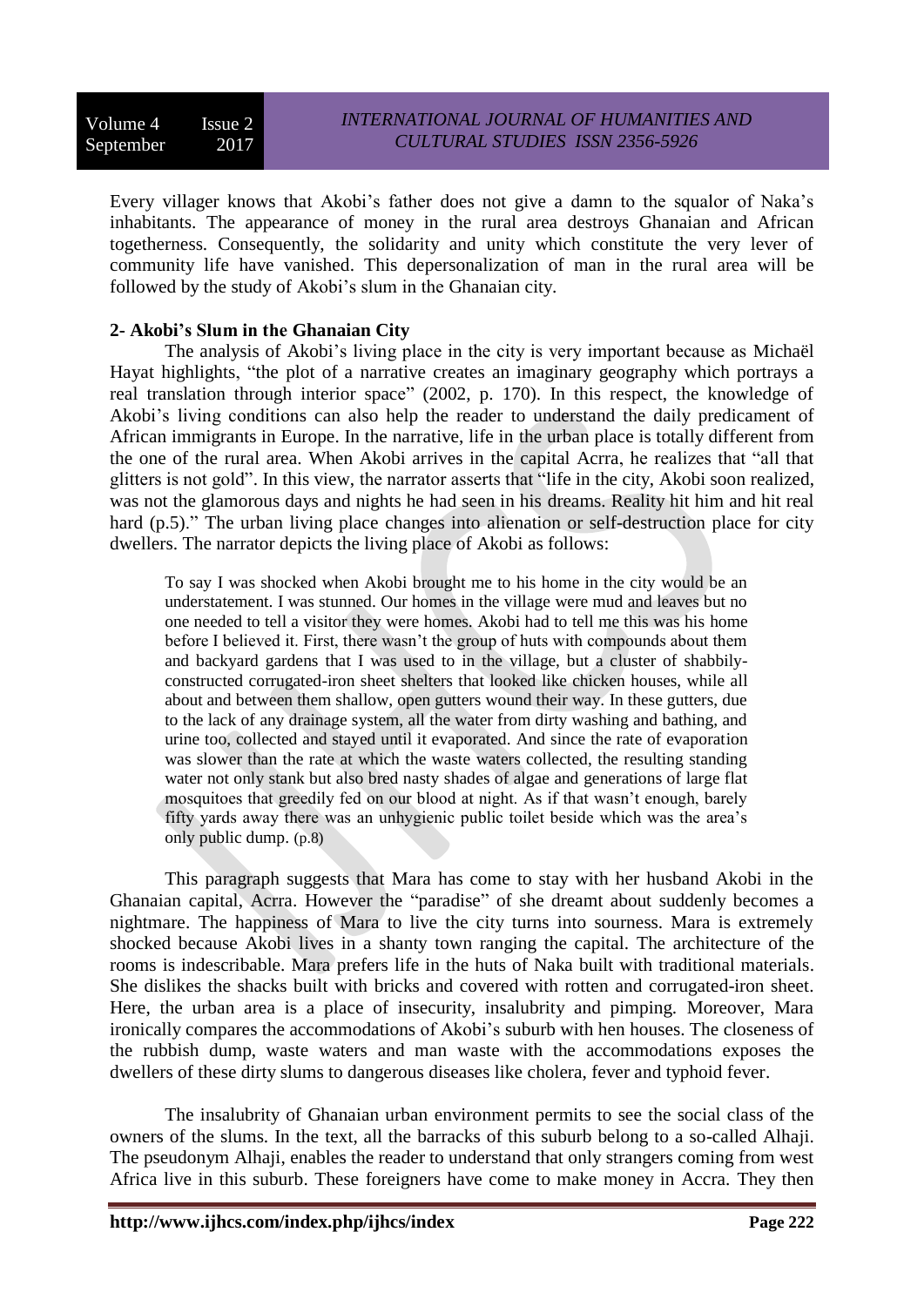Every villager knows that Akobi's father does not give a damn to the squalor of Naka's inhabitants. The appearance of money in the rural area destroys Ghanaian and African togetherness. Consequently, the solidarity and unity which constitute the very lever of community life have vanished. This depersonalization of man in the rural area will be followed by the study of Akobi's slum in the Ghanaian city.

**2- Akobi's Slum in the Ghanaian City**

The analysis of Akobi's living place in the city is very important because as Michaël Hayat highlights, "the plot of a narrative creates an imaginary geography which portrays a real translation through interior space" (2002, p. 170). In this respect, the knowledge of Akobi's living conditions can also help the reader to understand the daily predicament of African immigrants in Europe. In the narrative, life in the urban place is totally different from the one of the rural area. When Akobi arrives in the capital Acrra, he realizes that "all that glitters is not gold". In this view, the narrator asserts that "life in the city, Akobi soon realized, was not the glamorous days and nights he had seen in his dreams. Reality hit him and hit real hard (p.5)." The urban living place changes into alienation or self-destruction place for city dwellers. The narrator depicts the living place of Akobi as follows:

> To say I was shocked when Akobi brought me to his home in the city would be an understatement. I was stunned. Our homes in the village were mud and leaves but no one needed to tell a visitor they were homes. Akobi had to tell me this was his home before I believed it. First, there wasn't the group of huts with compounds about them and backyard gardens that I was used to in the village, but a cluster of shabbily-constructed corrugated-iron sheet shelters that looked like chicken houses, while all about and between them shallow, open gutters wound their way. In these gutters, due to the lack of any drainage system, all the water from dirty washing and bathing, and urine too, collected and stayed until it evaporated. And since the rate of evaporation was slower than the rate at which the waste waters collected, the resulting standing water not only stank but also bred nasty shades of algae and generations of large flat mosquitoes that greedily fed on our blood at night. As if that wasn't enough, barely fifty yards away there was an unhygienic public toilet beside which was the area's only public dump. (p.8)

This paragraph suggests that Mara has come to stay with her husband Akobi in the Ghanaian capital, Acrra. However the "paradise" of she dreamt about suddenly becomes a nightmare. The happiness of Mara to live the city turns into sourness. Mara is extremely shocked because Akobi lives in a shanty town ranging the capital. The architecture of the rooms is indescribable. Mara prefers life in the huts of Naka built with traditional materials. She dislikes the shacks built with bricks and covered with rotten and corrugated-iron sheet. Here, the urban area is a place of insecurity, insalubrity and pimping. Moreover, Mara ironically compares the accommodations of Akobi's suburb with hen houses. The closeness of the rubbish dump, waste waters and man waste with the accommodations exposes the dwellers of these dirty slums to dangerous diseases like cholera, fever and typhoid fever.

The insalubrity of Ghanaian urban environment permits to see the social class of the owners of the slums. In the text, all the barracks of this suburb belong to a so-called Alhaji. The pseudonym Alhaji, enables the reader to understand that only strangers coming from west Africa live in this suburb. These foreigners have come to make money in Accra. They then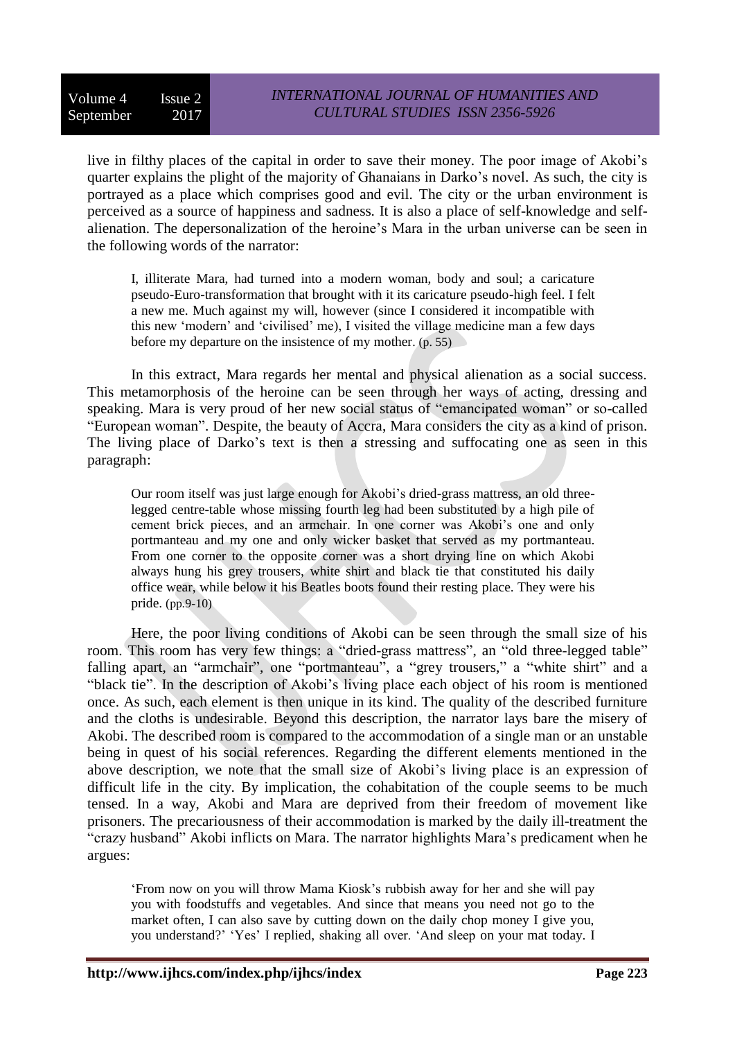live in filthy places of the capital in order to save their money. The poor image of Akobi's quarter explains the plight of the majority of Ghanaians in Darko's novel. As such, the city is portrayed as a place which comprises good and evil. The city or the urban environment is perceived as a source of happiness and sadness. It is also a place of self-knowledge and self-alienation. The depersonalization of the heroine's Mara in the urban universe can be seen in the following words of the narrator:

> I, illiterate Mara, had turned into a modern woman, body and soul; a caricature pseudo-Euro-transformation that brought with it its caricature pseudo-high feel. I felt a new me. Much against my will, however (since I considered it incompatible with this new 'modern' and 'civilised' me), I visited the village medicine man a few days before my departure on the insistence of my mother. (p. 55)

In this extract, Mara regards her mental and physical alienation as a social success. This metamorphosis of the heroine can be seen through her ways of acting, dressing and speaking. Mara is very proud of her new social status of "emancipated woman" or so-called "European woman". Despite, the beauty of Accra, Mara considers the city as a kind of prison. The living place of Darko's text is then a stressing and suffocating one as seen in this paragraph:

> Our room itself was just large enough for Akobi's dried-grass mattress, an old three-legged centre-table whose missing fourth leg had been substituted by a high pile of cement brick pieces, and an armchair. In one corner was Akobi's one and only portmanteau and my one and only wicker basket that served as my portmanteau. From one corner to the opposite corner was a short drying line on which Akobi always hung his grey trousers, white shirt and black tie that constituted his daily office wear, while below it his Beatles boots found their resting place. They were his pride. (pp.9-10)

Here, the poor living conditions of Akobi can be seen through the small size of his room. This room has very few things: a "dried-grass mattress", an "old three-legged table" falling apart, an "armchair", one "portmanteau", a "grey trousers," a "white shirt" and a "black tie". In the description of Akobi's living place each object of his room is mentioned once. As such, each element is then unique in its kind. The quality of the described furniture and the cloths is undesirable. Beyond this description, the narrator lays bare the misery of Akobi. The described room is compared to the accommodation of a single man or an unstable being in quest of his social references. Regarding the different elements mentioned in the above description, we note that the small size of Akobi's living place is an expression of difficult life in the city. By implication, the cohabitation of the couple seems to be much tensed. In a way, Akobi and Mara are deprived from their freedom of movement like prisoners. The precariousness of their accommodation is marked by the daily ill-treatment the "crazy husband" Akobi inflicts on Mara. The narrator highlights Mara's predicament when he argues:

> 'From now on you will throw Mama Kiosk's rubbish away for her and she will pay you with foodstuffs and vegetables. And since that means you need not go to the market often, I can also save by cutting down on the daily chop money I give you, you understand?' 'Yes' I replied, shaking all over. 'And sleep on your mat today. I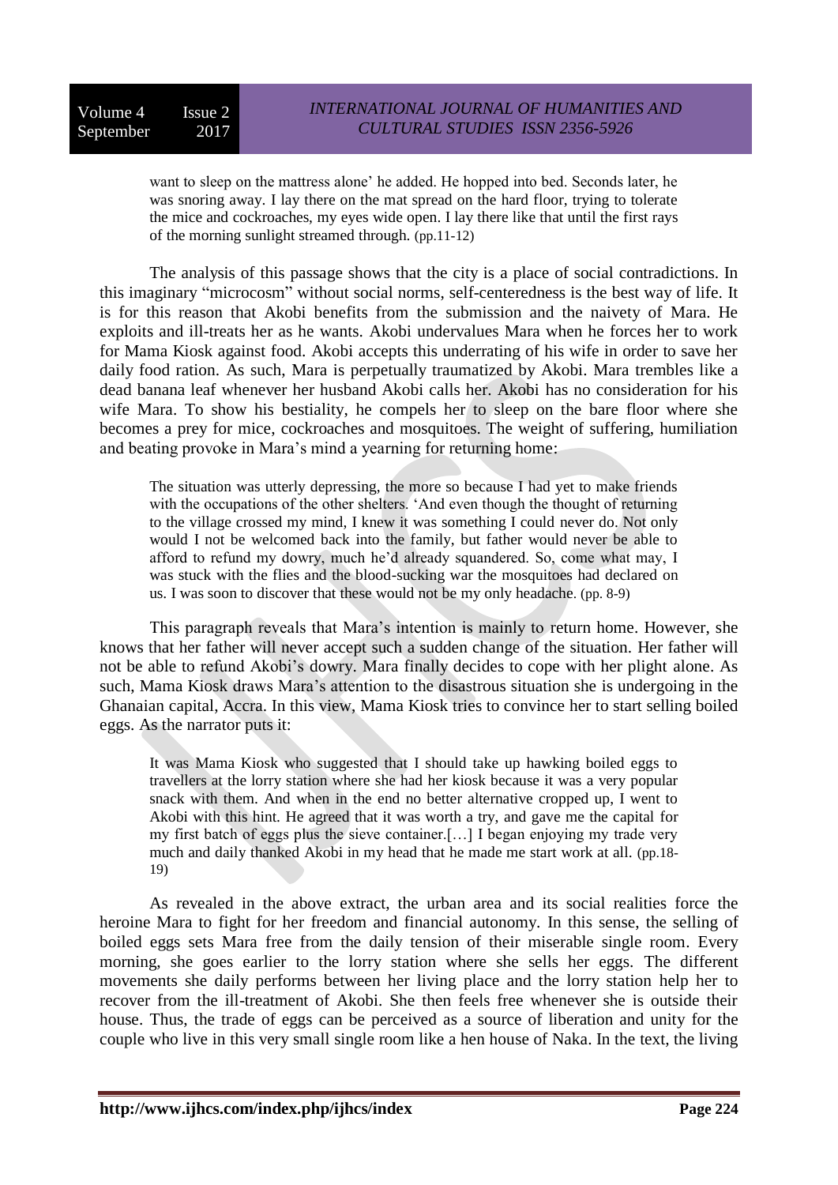> want to sleep on the mattress alone' he added. He hopped into bed. Seconds later, he was snoring away. I lay there on the mat spread on the hard floor, trying to tolerate the mice and cockroaches, my eyes wide open. I lay there like that until the first rays of the morning sunlight streamed through. (pp.11-12)

The analysis of this passage shows that the city is a place of social contradictions. In this imaginary "microcosm" without social norms, self-centeredness is the best way of life. It is for this reason that Akobi benefits from the submission and the naivety of Mara. He exploits and ill-treats her as he wants. Akobi undervalues Mara when he forces her to work for Mama Kiosk against food. Akobi accepts this underrating of his wife in order to save her daily food ration. As such, Mara is perpetually traumatized by Akobi. Mara trembles like a dead banana leaf whenever her husband Akobi calls her. Akobi has no consideration for his wife Mara. To show his bestiality, he compels her to sleep on the bare floor where she becomes a prey for mice, cockroaches and mosquitoes. The weight of suffering, humiliation and beating provoke in Mara's mind a yearning for returning home:

> The situation was utterly depressing, the more so because I had yet to make friends with the occupations of the other shelters. 'And even though the thought of returning to the village crossed my mind, I knew it was something I could never do. Not only would I not be welcomed back into the family, but father would never be able to afford to refund my dowry, much he'd already squandered. So, come what may, I was stuck with the flies and the blood-sucking war the mosquitoes had declared on us. I was soon to discover that these would not be my only headache. (pp. 8-9)

This paragraph reveals that Mara's intention is mainly to return home. However, she knows that her father will never accept such a sudden change of the situation. Her father will not be able to refund Akobi's dowry. Mara finally decides to cope with her plight alone. As such, Mama Kiosk draws Mara's attention to the disastrous situation she is undergoing in the Ghanaian capital, Accra. In this view, Mama Kiosk tries to convince her to start selling boiled eggs. As the narrator puts it:

> It was Mama Kiosk who suggested that I should take up hawking boiled eggs to travellers at the lorry station where she had her kiosk because it was a very popular snack with them. And when in the end no better alternative cropped up, I went to Akobi with this hint. He agreed that it was worth a try, and gave me the capital for my first batch of eggs plus the sieve container.[…] I began enjoying my trade very much and daily thanked Akobi in my head that he made me start work at all. (pp.18-19)

As revealed in the above extract, the urban area and its social realities force the heroine Mara to fight for her freedom and financial autonomy. In this sense, the selling of boiled eggs sets Mara free from the daily tension of their miserable single room. Every morning, she goes earlier to the lorry station where she sells her eggs. The different movements she daily performs between her living place and the lorry station help her to recover from the ill-treatment of Akobi. She then feels free whenever she is outside their house. Thus, the trade of eggs can be perceived as a source of liberation and unity for the couple who live in this very small single room like a hen house of Naka. In the text, the living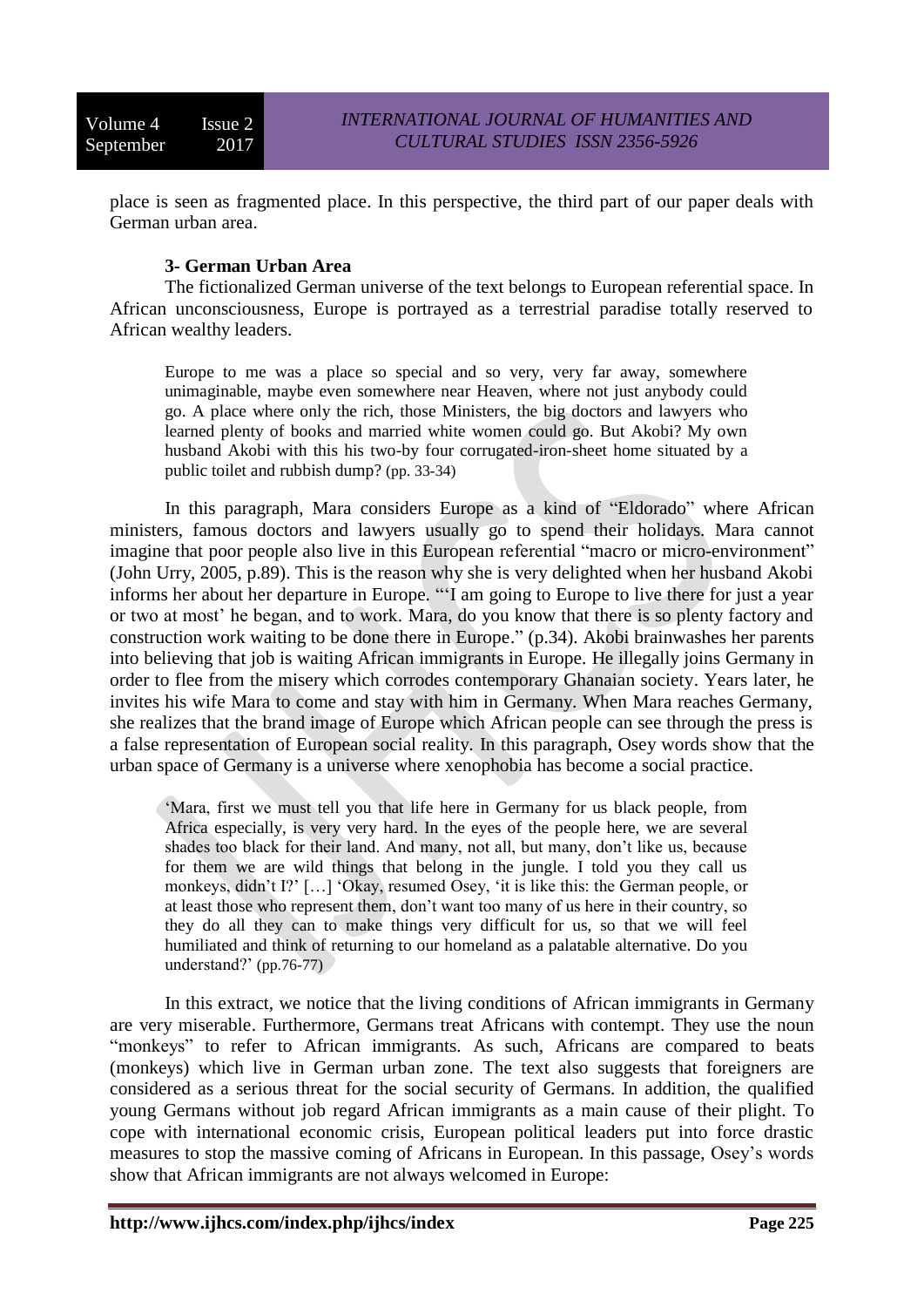place is seen as fragmented place. In this perspective, the third part of our paper deals with German urban area.

### 3- German Urban Area

The fictionalized German universe of the text belongs to European referential space. In African unconsciousness, Europe is portrayed as a terrestrial paradise totally reserved to African wealthy leaders.

> Europe to me was a place so special and so very, very far away, somewhere unimaginable, maybe even somewhere near Heaven, where not just anybody could go. A place where only the rich, those Ministers, the big doctors and lawyers who learned plenty of books and married white women could go. But Akobi? My own husband Akobi with this his two-by four corrugated-iron-sheet home situated by a public toilet and rubbish dump? (pp. 33-34)

In this paragraph, Mara considers Europe as a kind of "Eldorado" where African ministers, famous doctors and lawyers usually go to spend their holidays. Mara cannot imagine that poor people also live in this European referential "macro or micro-environment" (John Urry, 2005, p.89). This is the reason why she is very delighted when her husband Akobi informs her about her departure in Europe. "'I am going to Europe to live there for just a year or two at most' he began, and to work. Mara, do you know that there is so plenty factory and construction work waiting to be done there in Europe." (p.34). Akobi brainwashes her parents into believing that job is waiting African immigrants in Europe. He illegally joins Germany in order to flee from the misery which corrodes contemporary Ghanaian society. Years later, he invites his wife Mara to come and stay with him in Germany. When Mara reaches Germany, she realizes that the brand image of Europe which African people can see through the press is a false representation of European social reality. In this paragraph, Osey words show that the urban space of Germany is a universe where xenophobia has become a social practice.

> 'Mara, first we must tell you that life here in Germany for us black people, from Africa especially, is very very hard. In the eyes of the people here, we are several shades too black for their land. And many, not all, but many, don't like us, because for them we are wild things that belong in the jungle. I told you they call us monkeys, didn't I?' […] 'Okay, resumed Osey, 'it is like this: the German people, or at least those who represent them, don't want too many of us here in their country, so they do all they can to make things very difficult for us, so that we will feel humiliated and think of returning to our homeland as a palatable alternative. Do you understand?' (pp.76-77)

In this extract, we notice that the living conditions of African immigrants in Germany are very miserable. Furthermore, Germans treat Africans with contempt. They use the noun "monkeys" to refer to African immigrants. As such, Africans are compared to beats (monkeys) which live in German urban zone. The text also suggests that foreigners are considered as a serious threat for the social security of Germans. In addition, the qualified young Germans without job regard African immigrants as a main cause of their plight. To cope with international economic crisis, European political leaders put into force drastic measures to stop the massive coming of Africans in European. In this passage, Osey's words show that African immigrants are not always welcomed in Europe: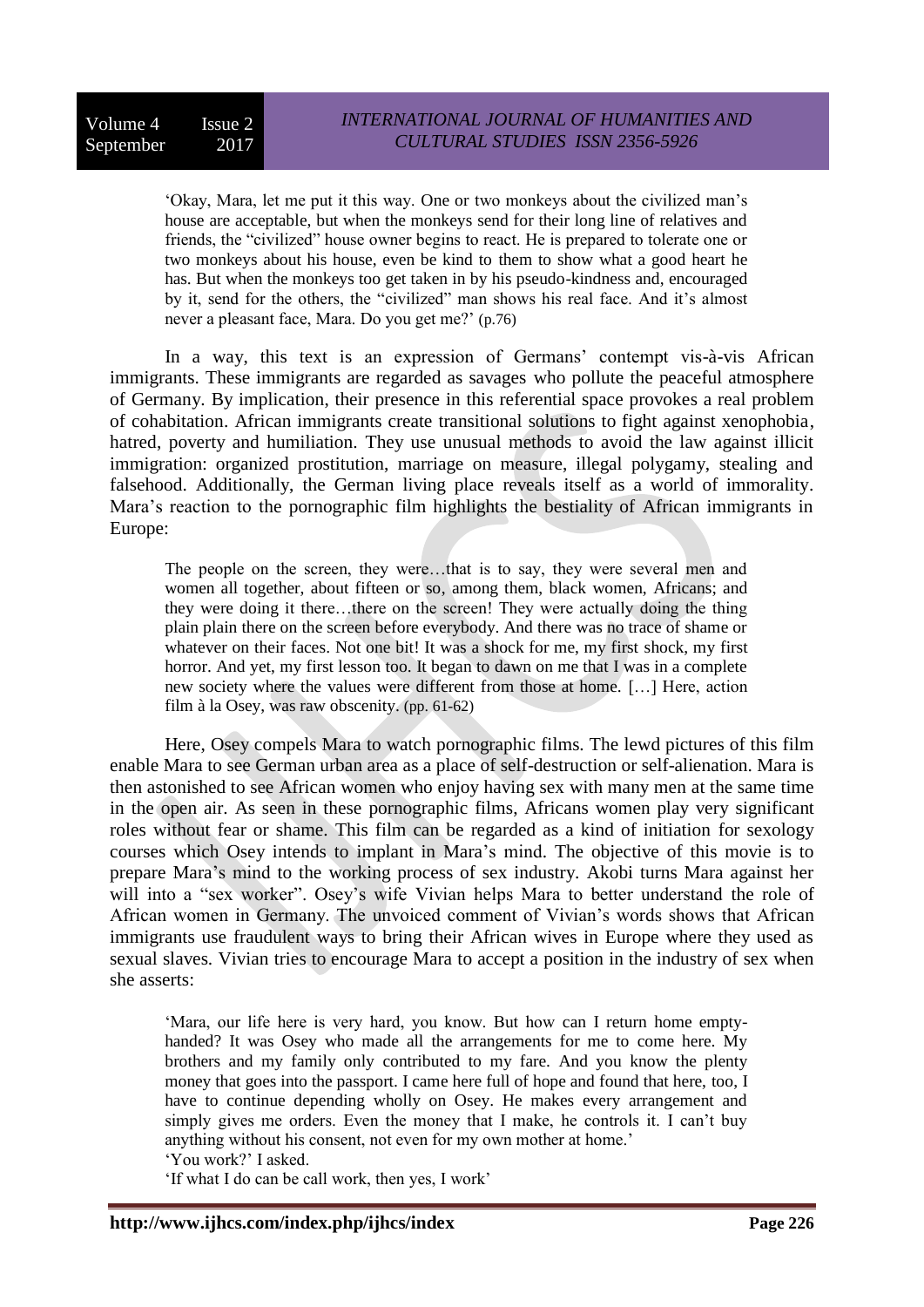> 'Okay, Mara, let me put it this way. One or two monkeys about the civilized man's house are acceptable, but when the monkeys send for their long line of relatives and friends, the "civilized" house owner begins to react. He is prepared to tolerate one or two monkeys about his house, even be kind to them to show what a good heart he has. But when the monkeys too get taken in by his pseudo-kindness and, encouraged by it, send for the others, the "civilized" man shows his real face. And it's almost never a pleasant face, Mara. Do you get me?' (p.76)

In a way, this text is an expression of Germans' contempt vis-à-vis African immigrants. These immigrants are regarded as savages who pollute the peaceful atmosphere of Germany. By implication, their presence in this referential space provokes a real problem of cohabitation. African immigrants create transitional solutions to fight against xenophobia, hatred, poverty and humiliation. They use unusual methods to avoid the law against illicit immigration: organized prostitution, marriage on measure, illegal polygamy, stealing and falsehood. Additionally, the German living place reveals itself as a world of immorality. Mara's reaction to the pornographic film highlights the bestiality of African immigrants in Europe:

> The people on the screen, they were…that is to say, they were several men and women all together, about fifteen or so, among them, black women, Africans; and they were doing it there…there on the screen! They were actually doing the thing plain plain there on the screen before everybody. And there was no trace of shame or whatever on their faces. Not one bit! It was a shock for me, my first shock, my first horror. And yet, my first lesson too. It began to dawn on me that I was in a complete new society where the values were different from those at home. […] Here, action film à la Osey, was raw obscenity. (pp. 61-62)

Here, Osey compels Mara to watch pornographic films. The lewd pictures of this film enable Mara to see German urban area as a place of self-destruction or self-alienation. Mara is then astonished to see African women who enjoy having sex with many men at the same time in the open air. As seen in these pornographic films, Africans women play very significant roles without fear or shame. This film can be regarded as a kind of initiation for sexology courses which Osey intends to implant in Mara's mind. The objective of this movie is to prepare Mara's mind to the working process of sex industry. Akobi turns Mara against her will into a "sex worker". Osey's wife Vivian helps Mara to better understand the role of African women in Germany. The unvoiced comment of Vivian's words shows that African immigrants use fraudulent ways to bring their African wives in Europe where they used as sexual slaves. Vivian tries to encourage Mara to accept a position in the industry of sex when she asserts:

> 'Mara, our life here is very hard, you know. But how can I return home empty-handed? It was Osey who made all the arrangements for me to come here. My brothers and my family only contributed to my fare. And you know the plenty money that goes into the passport. I came here full of hope and found that here, too, I have to continue depending wholly on Osey. He makes every arrangement and simply gives me orders. Even the money that I make, he controls it. I can't buy anything without his consent, not even for my own mother at home.'
> 'You work?' I asked.
> 'If what I do can be call work, then yes, I work'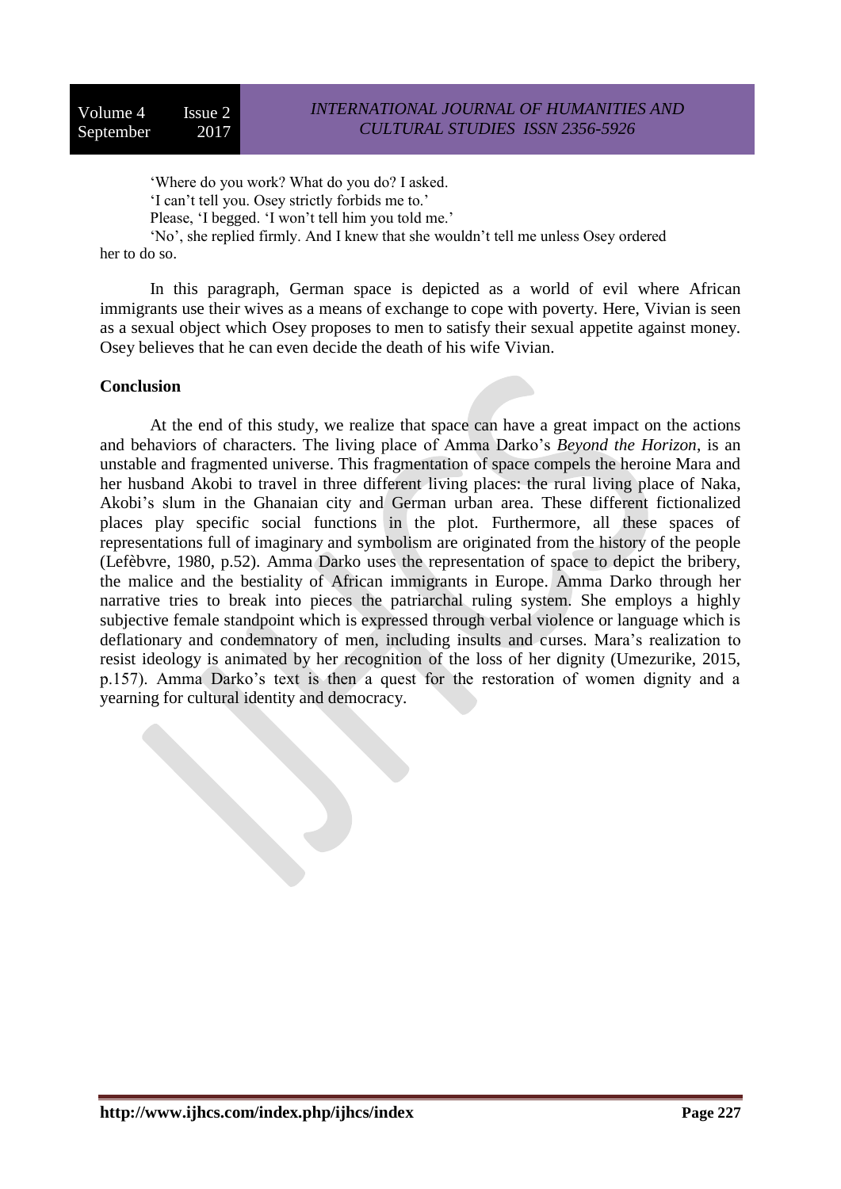'Where do you work? What do you do? I asked.
'I can't tell you. Osey strictly forbids me to.'
Please, 'I begged. 'I won't tell him you told me.'
'No', she replied firmly. And I knew that she wouldn't tell me unless Osey ordered her to do so.

In this paragraph, German space is depicted as a world of evil where African immigrants use their wives as a means of exchange to cope with poverty. Here, Vivian is seen as a sexual object which Osey proposes to men to satisfy their sexual appetite against money. Osey believes that he can even decide the death of his wife Vivian.

**Conclusion**

At the end of this study, we realize that space can have a great impact on the actions and behaviors of characters. The living place of Amma Darko's *Beyond the Horizon*, is an unstable and fragmented universe. This fragmentation of space compels the heroine Mara and her husband Akobi to travel in three different living places: the rural living place of Naka, Akobi's slum in the Ghanaian city and German urban area. These different fictionalized places play specific social functions in the plot. Furthermore, all these spaces of representations full of imaginary and symbolism are originated from the history of the people (Lefèbvre, 1980, p.52). Amma Darko uses the representation of space to depict the bribery, the malice and the bestiality of African immigrants in Europe. Amma Darko through her narrative tries to break into pieces the patriarchal ruling system. She employs a highly subjective female standpoint which is expressed through verbal violence or language which is deflationary and condemnatory of men, including insults and curses. Mara's realization to resist ideology is animated by her recognition of the loss of her dignity (Umezurike, 2015, p.157). Amma Darko's text is then a quest for the restoration of women dignity and a yearning for cultural identity and democracy.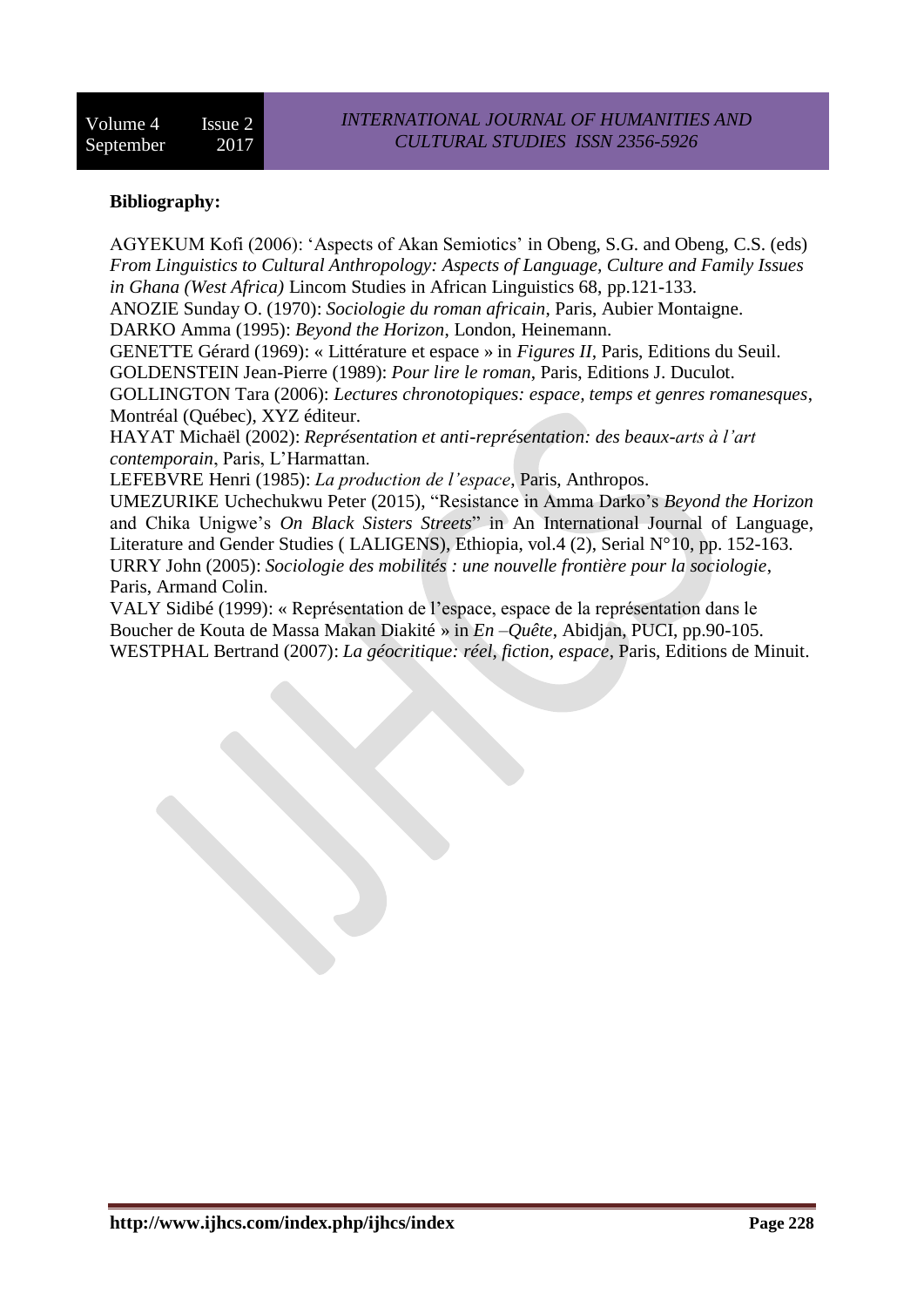**Bibliography:**

AGYEKUM Kofi (2006): 'Aspects of Akan Semiotics' in Obeng, S.G. and Obeng, C.S. (eds) *From Linguistics to Cultural Anthropology: Aspects of Language, Culture and Family Issues in Ghana (West Africa)* Lincom Studies in African Linguistics 68, pp.121-133.

ANOZIE Sunday O. (1970): *Sociologie du roman africain*, Paris, Aubier Montaigne.

DARKO Amma (1995): *Beyond the Horizon*, London, Heinemann.

GENETTE Gérard (1969): « Littérature et espace » in *Figures II*, Paris, Editions du Seuil.

GOLDENSTEIN Jean-Pierre (1989): *Pour lire le roman*, Paris, Editions J. Duculot.

GOLLINGTON Tara (2006): *Lectures chronotopiques: espace, temps et genres romanesques*, Montréal (Québec), XYZ éditeur.

HAYAT Michaël (2002): *Représentation et anti-représentation: des beaux-arts à l'art contemporain*, Paris, L'Harmattan.

LEFEBVRE Henri (1985): *La production de l'espace*, Paris, Anthropos.

UMEZURIKE Uchechukwu Peter (2015), "Resistance in Amma Darko's *Beyond the Horizon* and Chika Unigwe's *On Black Sisters Streets*" in An International Journal of Language, Literature and Gender Studies ( LALIGENS), Ethiopia, vol.4 (2), Serial N°10, pp. 152-163.

URRY John (2005): *Sociologie des mobilités : une nouvelle frontière pour la sociologie*, Paris, Armand Colin.

VALY Sidibé (1999): « Représentation de l'espace, espace de la représentation dans le Boucher de Kouta de Massa Makan Diakité » in *En –Quête*, Abidjan, PUCI, pp.90-105.

WESTPHAL Bertrand (2007): *La géocritique: réel, fiction, espace*, Paris, Editions de Minuit.